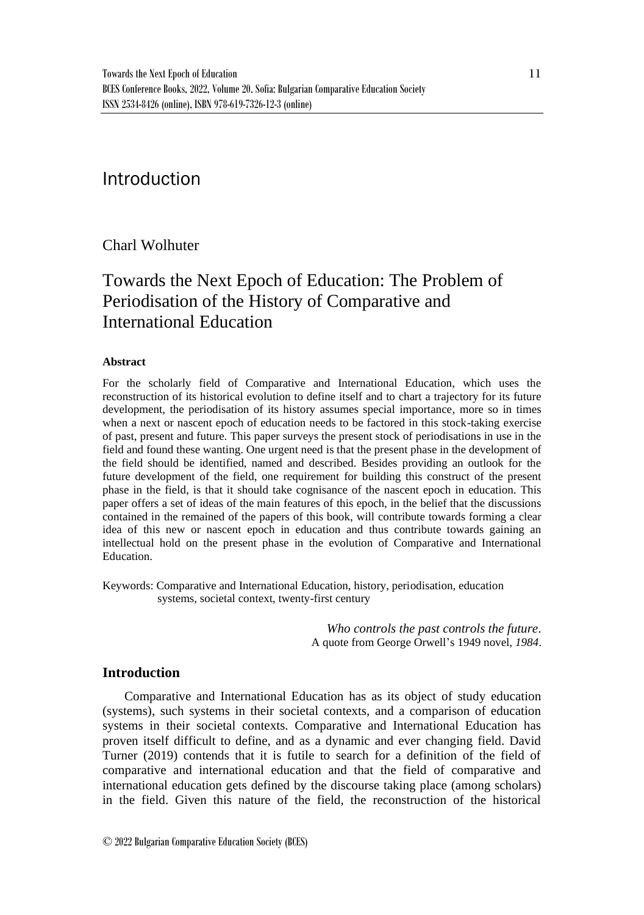# Introduction

Charl Wolhuter

## Towards the Next Epoch of Education: The Problem of Periodisation of the History of Comparative and International Education

**Abstract**

For the scholarly field of Comparative and International Education, which uses the reconstruction of its historical evolution to define itself and to chart a trajectory for its future development, the periodisation of its history assumes special importance, more so in times when a next or nascent epoch of education needs to be factored in this stock-taking exercise of past, present and future. This paper surveys the present stock of periodisations in use in the field and found these wanting. One urgent need is that the present phase in the development of the field should be identified, named and described. Besides providing an outlook for the future development of the field, one requirement for building this construct of the present phase in the field, is that it should take cognisance of the nascent epoch in education. This paper offers a set of ideas of the main features of this epoch, in the belief that the discussions contained in the remained of the papers of this book, will contribute towards forming a clear idea of this new or nascent epoch in education and thus contribute towards gaining an intellectual hold on the present phase in the evolution of Comparative and International Education.

Keywords: Comparative and International Education, history, periodisation, education systems, societal context, twenty-first century

*Who controls the past controls the future*.
A quote from George Orwell's 1949 novel, *1984*.

### Introduction

Comparative and International Education has as its object of study education (systems), such systems in their societal contexts, and a comparison of education systems in their societal contexts. Comparative and International Education has proven itself difficult to define, and as a dynamic and ever changing field. David Turner (2019) contends that it is futile to search for a definition of the field of comparative and international education and that the field of comparative and international education gets defined by the discourse taking place (among scholars) in the field. Given this nature of the field, the reconstruction of the historical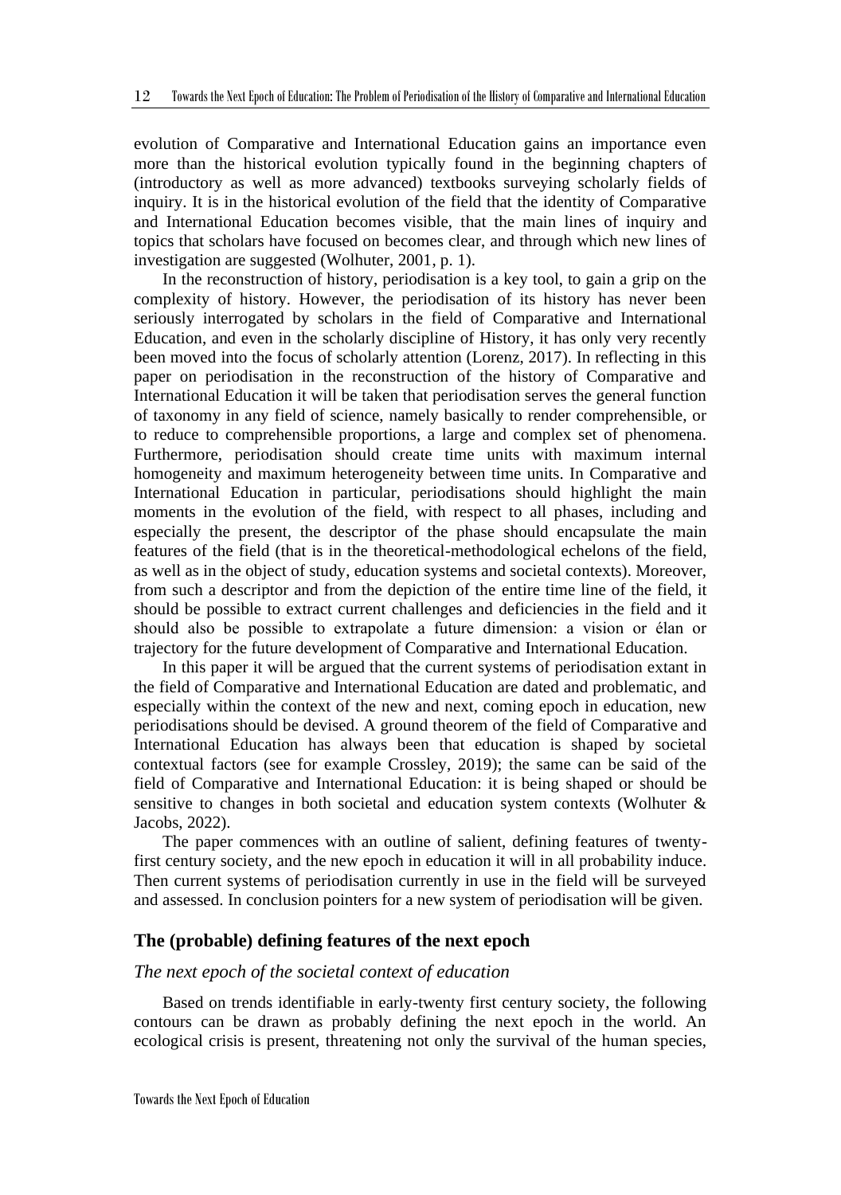evolution of Comparative and International Education gains an importance even more than the historical evolution typically found in the beginning chapters of (introductory as well as more advanced) textbooks surveying scholarly fields of inquiry. It is in the historical evolution of the field that the identity of Comparative and International Education becomes visible, that the main lines of inquiry and topics that scholars have focused on becomes clear, and through which new lines of investigation are suggested (Wolhuter, 2001, p. 1).

In the reconstruction of history, periodisation is a key tool, to gain a grip on the complexity of history. However, the periodisation of its history has never been seriously interrogated by scholars in the field of Comparative and International Education, and even in the scholarly discipline of History, it has only very recently been moved into the focus of scholarly attention (Lorenz, 2017). In reflecting in this paper on periodisation in the reconstruction of the history of Comparative and International Education it will be taken that periodisation serves the general function of taxonomy in any field of science, namely basically to render comprehensible, or to reduce to comprehensible proportions, a large and complex set of phenomena. Furthermore, periodisation should create time units with maximum internal homogeneity and maximum heterogeneity between time units. In Comparative and International Education in particular, periodisations should highlight the main moments in the evolution of the field, with respect to all phases, including and especially the present, the descriptor of the phase should encapsulate the main features of the field (that is in the theoretical-methodological echelons of the field, as well as in the object of study, education systems and societal contexts). Moreover, from such a descriptor and from the depiction of the entire time line of the field, it should be possible to extract current challenges and deficiencies in the field and it should also be possible to extrapolate a future dimension: a vision or élan or trajectory for the future development of Comparative and International Education.

In this paper it will be argued that the current systems of periodisation extant in the field of Comparative and International Education are dated and problematic, and especially within the context of the new and next, coming epoch in education, new periodisations should be devised. A ground theorem of the field of Comparative and International Education has always been that education is shaped by societal contextual factors (see for example Crossley, 2019); the same can be said of the field of Comparative and International Education: it is being shaped or should be sensitive to changes in both societal and education system contexts (Wolhuter & Jacobs, 2022).

The paper commences with an outline of salient, defining features of twenty-first century society, and the new epoch in education it will in all probability induce. Then current systems of periodisation currently in use in the field will be surveyed and assessed. In conclusion pointers for a new system of periodisation will be given.

## The (probable) defining features of the next epoch

### *The next epoch of the societal context of education*

Based on trends identifiable in early-twenty first century society, the following contours can be drawn as probably defining the next epoch in the world. An ecological crisis is present, threatening not only the survival of the human species,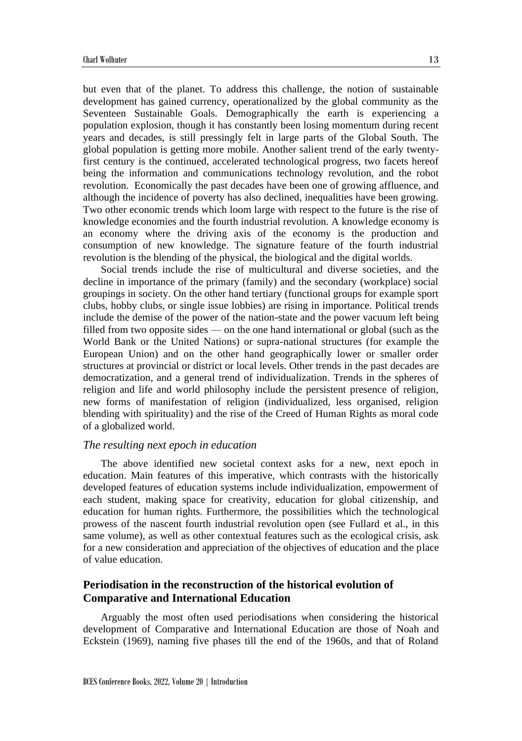but even that of the planet. To address this challenge, the notion of sustainable development has gained currency, operationalized by the global community as the Seventeen Sustainable Goals. Demographically the earth is experiencing a population explosion, though it has constantly been losing momentum during recent years and decades, is still pressingly felt in large parts of the Global South. The global population is getting more mobile. Another salient trend of the early twenty-first century is the continued, accelerated technological progress, two facets hereof being the information and communications technology revolution, and the robot revolution. Economically the past decades have been one of growing affluence, and although the incidence of poverty has also declined, inequalities have been growing. Two other economic trends which loom large with respect to the future is the rise of knowledge economies and the fourth industrial revolution. A knowledge economy is an economy where the driving axis of the economy is the production and consumption of new knowledge. The signature feature of the fourth industrial revolution is the blending of the physical, the biological and the digital worlds.

Social trends include the rise of multicultural and diverse societies, and the decline in importance of the primary (family) and the secondary (workplace) social groupings in society. On the other hand tertiary (functional groups for example sport clubs, hobby clubs, or single issue lobbies) are rising in importance. Political trends include the demise of the power of the nation-state and the power vacuum left being filled from two opposite sides — on the one hand international or global (such as the World Bank or the United Nations) or supra-national structures (for example the European Union) and on the other hand geographically lower or smaller order structures at provincial or district or local levels. Other trends in the past decades are democratization, and a general trend of individualization. Trends in the spheres of religion and life and world philosophy include the persistent presence of religion, new forms of manifestation of religion (individualized, less organised, religion blending with spirituality) and the rise of the Creed of Human Rights as moral code of a globalized world.

### *The resulting next epoch in education*

The above identified new societal context asks for a new, next epoch in education. Main features of this imperative, which contrasts with the historically developed features of education systems include individualization, empowerment of each student, making space for creativity, education for global citizenship, and education for human rights. Furthermore, the possibilities which the technological prowess of the nascent fourth industrial revolution open (see Fullard et al., in this same volume), as well as other contextual features such as the ecological crisis, ask for a new consideration and appreciation of the objectives of education and the place of value education.

## Periodisation in the reconstruction of the historical evolution of Comparative and International Education

Arguably the most often used periodisations when considering the historical development of Comparative and International Education are those of Noah and Eckstein (1969), naming five phases till the end of the 1960s, and that of Roland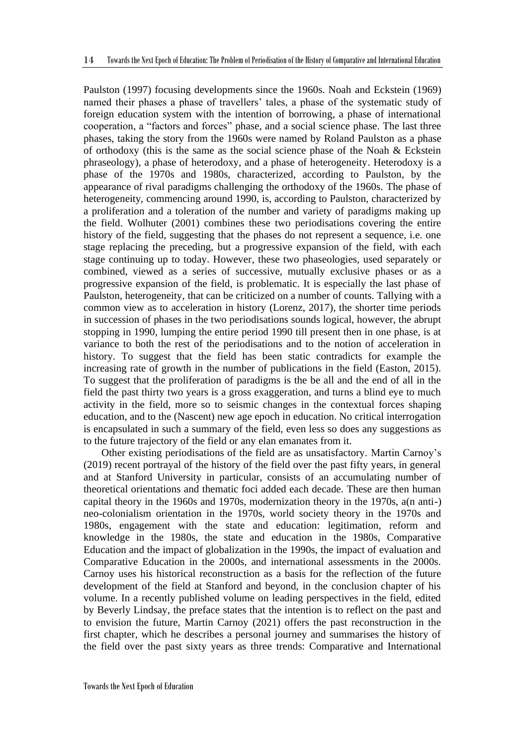Paulston (1997) focusing developments since the 1960s. Noah and Eckstein (1969) named their phases a phase of travellers' tales, a phase of the systematic study of foreign education system with the intention of borrowing, a phase of international cooperation, a "factors and forces" phase, and a social science phase. The last three phases, taking the story from the 1960s were named by Roland Paulston as a phase of orthodoxy (this is the same as the social science phase of the Noah & Eckstein phraseology), a phase of heterodoxy, and a phase of heterogeneity. Heterodoxy is a phase of the 1970s and 1980s, characterized, according to Paulston, by the appearance of rival paradigms challenging the orthodoxy of the 1960s. The phase of heterogeneity, commencing around 1990, is, according to Paulston, characterized by a proliferation and a toleration of the number and variety of paradigms making up the field. Wolhuter (2001) combines these two periodisations covering the entire history of the field, suggesting that the phases do not represent a sequence, i.e. one stage replacing the preceding, but a progressive expansion of the field, with each stage continuing up to today. However, these two phaseologies, used separately or combined, viewed as a series of successive, mutually exclusive phases or as a progressive expansion of the field, is problematic. It is especially the last phase of Paulston, heterogeneity, that can be criticized on a number of counts. Tallying with a common view as to acceleration in history (Lorenz, 2017), the shorter time periods in succession of phases in the two periodisations sounds logical, however, the abrupt stopping in 1990, lumping the entire period 1990 till present then in one phase, is at variance to both the rest of the periodisations and to the notion of acceleration in history. To suggest that the field has been static contradicts for example the increasing rate of growth in the number of publications in the field (Easton, 2015). To suggest that the proliferation of paradigms is the be all and the end of all in the field the past thirty two years is a gross exaggeration, and turns a blind eye to much activity in the field, more so to seismic changes in the contextual forces shaping education, and to the (Nascent) new age epoch in education. No critical interrogation is encapsulated in such a summary of the field, even less so does any suggestions as to the future trajectory of the field or any elan emanates from it.

Other existing periodisations of the field are as unsatisfactory. Martin Carnoy's (2019) recent portrayal of the history of the field over the past fifty years, in general and at Stanford University in particular, consists of an accumulating number of theoretical orientations and thematic foci added each decade. These are then human capital theory in the 1960s and 1970s, modernization theory in the 1970s, a(n anti-) neo-colonialism orientation in the 1970s, world society theory in the 1970s and 1980s, engagement with the state and education: legitimation, reform and knowledge in the 1980s, the state and education in the 1980s, Comparative Education and the impact of globalization in the 1990s, the impact of evaluation and Comparative Education in the 2000s, and international assessments in the 2000s. Carnoy uses his historical reconstruction as a basis for the reflection of the future development of the field at Stanford and beyond, in the conclusion chapter of his volume. In a recently published volume on leading perspectives in the field, edited by Beverly Lindsay, the preface states that the intention is to reflect on the past and to envision the future, Martin Carnoy (2021) offers the past reconstruction in the first chapter, which he describes a personal journey and summarises the history of the field over the past sixty years as three trends: Comparative and International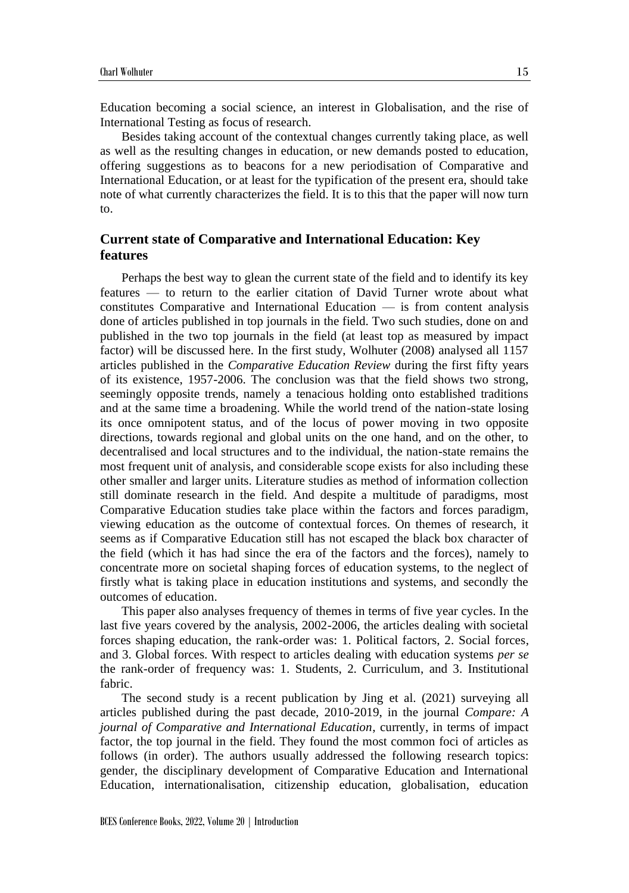Education becoming a social science, an interest in Globalisation, and the rise of International Testing as focus of research.

Besides taking account of the contextual changes currently taking place, as well as well as the resulting changes in education, or new demands posted to education, offering suggestions as to beacons for a new periodisation of Comparative and International Education, or at least for the typification of the present era, should take note of what currently characterizes the field. It is to this that the paper will now turn to.

## Current state of Comparative and International Education: Key features

Perhaps the best way to glean the current state of the field and to identify its key features — to return to the earlier citation of David Turner wrote about what constitutes Comparative and International Education — is from content analysis done of articles published in top journals in the field. Two such studies, done on and published in the two top journals in the field (at least top as measured by impact factor) will be discussed here. In the first study, Wolhuter (2008) analysed all 1157 articles published in the *Comparative Education Review* during the first fifty years of its existence, 1957-2006. The conclusion was that the field shows two strong, seemingly opposite trends, namely a tenacious holding onto established traditions and at the same time a broadening. While the world trend of the nation-state losing its once omnipotent status, and of the locus of power moving in two opposite directions, towards regional and global units on the one hand, and on the other, to decentralised and local structures and to the individual, the nation-state remains the most frequent unit of analysis, and considerable scope exists for also including these other smaller and larger units. Literature studies as method of information collection still dominate research in the field. And despite a multitude of paradigms, most Comparative Education studies take place within the factors and forces paradigm, viewing education as the outcome of contextual forces. On themes of research, it seems as if Comparative Education still has not escaped the black box character of the field (which it has had since the era of the factors and the forces), namely to concentrate more on societal shaping forces of education systems, to the neglect of firstly what is taking place in education institutions and systems, and secondly the outcomes of education.

This paper also analyses frequency of themes in terms of five year cycles. In the last five years covered by the analysis, 2002-2006, the articles dealing with societal forces shaping education, the rank-order was: 1. Political factors, 2. Social forces, and 3. Global forces. With respect to articles dealing with education systems *per se* the rank-order of frequency was: 1. Students, 2. Curriculum, and 3. Institutional fabric.

The second study is a recent publication by Jing et al. (2021) surveying all articles published during the past decade, 2010-2019, in the journal *Compare: A journal of Comparative and International Education*, currently, in terms of impact factor, the top journal in the field. They found the most common foci of articles as follows (in order). The authors usually addressed the following research topics: gender, the disciplinary development of Comparative Education and International Education, internationalisation, citizenship education, globalisation, education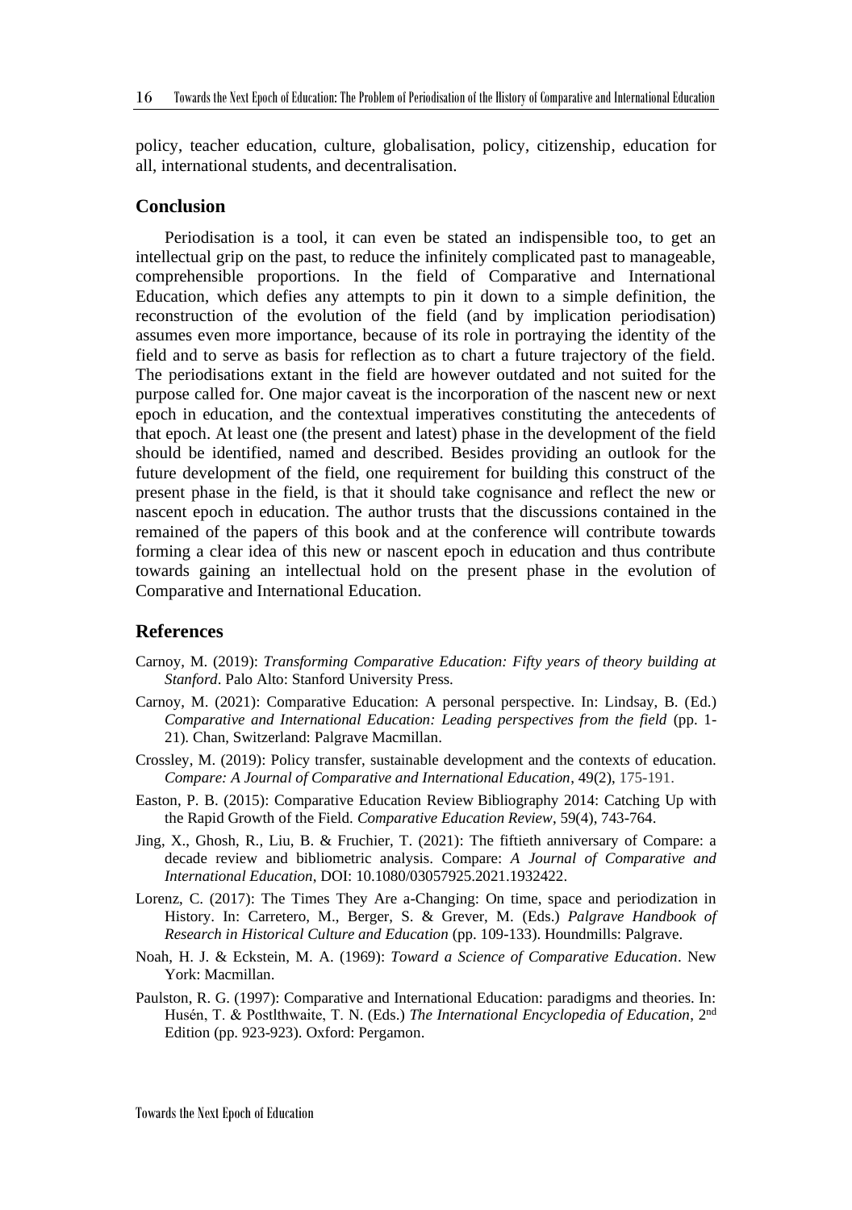policy, teacher education, culture, globalisation, policy, citizenship, education for all, international students, and decentralisation.

## Conclusion

Periodisation is a tool, it can even be stated an indispensible too, to get an intellectual grip on the past, to reduce the infinitely complicated past to manageable, comprehensible proportions. In the field of Comparative and International Education, which defies any attempts to pin it down to a simple definition, the reconstruction of the evolution of the field (and by implication periodisation) assumes even more importance, because of its role in portraying the identity of the field and to serve as basis for reflection as to chart a future trajectory of the field. The periodisations extant in the field are however outdated and not suited for the purpose called for. One major caveat is the incorporation of the nascent new or next epoch in education, and the contextual imperatives constituting the antecedents of that epoch. At least one (the present and latest) phase in the development of the field should be identified, named and described. Besides providing an outlook for the future development of the field, one requirement for building this construct of the present phase in the field, is that it should take cognisance and reflect the new or nascent epoch in education. The author trusts that the discussions contained in the remained of the papers of this book and at the conference will contribute towards forming a clear idea of this new or nascent epoch in education and thus contribute towards gaining an intellectual hold on the present phase in the evolution of Comparative and International Education.

## References

Carnoy, M. (2019): *Transforming Comparative Education: Fifty years of theory building at Stanford*. Palo Alto: Stanford University Press.

Carnoy, M. (2021): Comparative Education: A personal perspective. In: Lindsay, B. (Ed.) *Comparative and International Education: Leading perspectives from the field* (pp. 1-21). Chan, Switzerland: Palgrave Macmillan.

Crossley, M. (2019): Policy transfer, sustainable development and the contexts of education. *Compare: A Journal of Comparative and International Education*, 49(2), 175-191.

Easton, P. B. (2015): Comparative Education Review Bibliography 2014: Catching Up with the Rapid Growth of the Field. *Comparative Education Review*, 59(4), 743-764.

Jing, X., Ghosh, R., Liu, B. & Fruchier, T. (2021): The fiftieth anniversary of Compare: a decade review and bibliometric analysis. Compare: *A Journal of Comparative and International Education*, DOI: 10.1080/03057925.2021.1932422.

Lorenz, C. (2017): The Times They Are a-Changing: On time, space and periodization in History. In: Carretero, M., Berger, S. & Grever, M. (Eds.) *Palgrave Handbook of Research in Historical Culture and Education* (pp. 109-133). Houndmills: Palgrave.

Noah, H. J. & Eckstein, M. A. (1969): *Toward a Science of Comparative Education*. New York: Macmillan.

Paulston, R. G. (1997): Comparative and International Education: paradigms and theories. In: Husén, T. & Postlthwaite, T. N. (Eds.) *The International Encyclopedia of Education*, 2nd Edition (pp. 923-923). Oxford: Pergamon.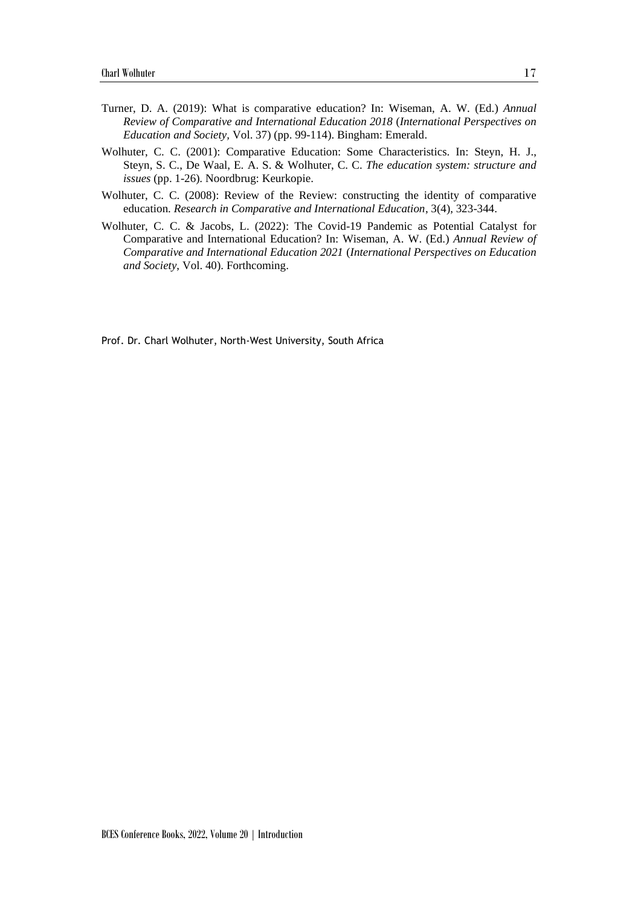Turner, D. A. (2019): What is comparative education? In: Wiseman, A. W. (Ed.) *Annual Review of Comparative and International Education 2018* (*International Perspectives on Education and Society*, Vol. 37) (pp. 99-114). Bingham: Emerald.

Wolhuter, C. C. (2001): Comparative Education: Some Characteristics. In: Steyn, H. J., Steyn, S. C., De Waal, E. A. S. & Wolhuter, C. C. *The education system: structure and issues* (pp. 1-26). Noordbrug: Keurkopie.

Wolhuter, C. C. (2008): Review of the Review: constructing the identity of comparative education. *Research in Comparative and International Education*, 3(4), 323-344.

Wolhuter, C. C. & Jacobs, L. (2022): The Covid-19 Pandemic as Potential Catalyst for Comparative and International Education? In: Wiseman, A. W. (Ed.) *Annual Review of Comparative and International Education 2021* (*International Perspectives on Education and Society*, Vol. 40). Forthcoming.

Prof. Dr. Charl Wolhuter, North-West University, South Africa